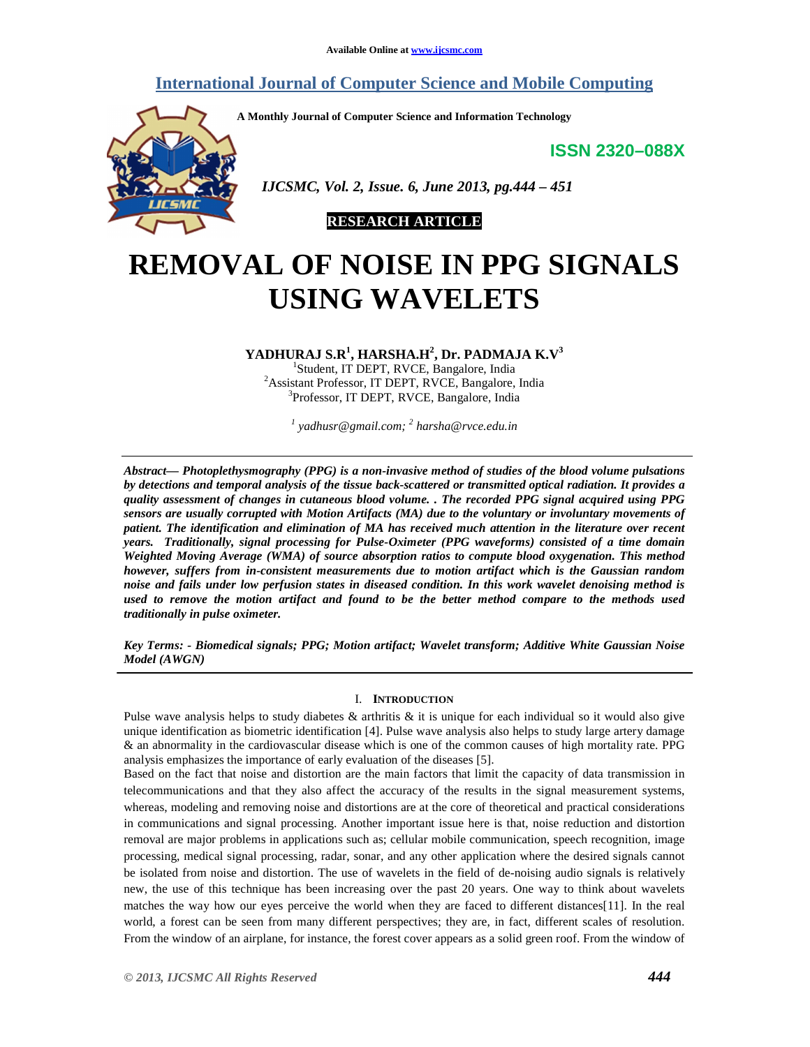Available Online at www.ijcsmc.com

# International Journal of Computer Science and Mobile Computing

A Monthly Journal of Computer Science and Information Technology

ISSN 2320–088X

**RESEARCH ARTICLE**

# REMOVAL OF NOISE IN PPG SIGNALS USING WAVELETS

**YADHURAJ S.R[1], HARSHA.H[2], Dr. PADMAJA K.V[3]**

[1]Student, IT DEPT, RVCE, Bangalore, India
[2]Assistant Professor, IT DEPT, RVCE, Bangalore, India
[3]Professor, IT DEPT, RVCE, Bangalore, India

*[1] yadhusr@gmail.com; [2] harsha@rvce.edu.in*

***Abstract— Photoplethysmography (PPG) is a non-invasive method of studies of the blood volume pulsations by detections and temporal analysis of the tissue back-scattered or transmitted optical radiation. It provides a quality assessment of changes in cutaneous blood volume. . The recorded PPG signal acquired using PPG sensors are usually corrupted with Motion Artifacts (MA) due to the voluntary or involuntary movements of patient. The identification and elimination of MA has received much attention in the literature over recent years. Traditionally, signal processing for Pulse-Oximeter (PPG waveforms) consisted of a time domain Weighted Moving Average (WMA) of source absorption ratios to compute blood oxygenation. This method however, suffers from in-consistent measurements due to motion artifact which is the Gaussian random noise and fails under low perfusion states in diseased condition. In this work wavelet denoising method is used to remove the motion artifact and found to be the better method compare to the methods used traditionally in pulse oximeter.***

***Key Terms: - Biomedical signals; PPG; Motion artifact; Wavelet transform; Additive White Gaussian Noise Model (AWGN)***

## I. Introduction

Pulse wave analysis helps to study diabetes & arthritis & it is unique for each individual so it would also give unique identification as biometric identification [4]. Pulse wave analysis also helps to study large artery damage & an abnormality in the cardiovascular disease which is one of the common causes of high mortality rate. PPG analysis emphasizes the importance of early evaluation of the diseases [5].

Based on the fact that noise and distortion are the main factors that limit the capacity of data transmission in telecommunications and that they also affect the accuracy of the results in the signal measurement systems, whereas, modeling and removing noise and distortions are at the core of theoretical and practical considerations in communications and signal processing. Another important issue here is that, noise reduction and distortion removal are major problems in applications such as; cellular mobile communication, speech recognition, image processing, medical signal processing, radar, sonar, and any other application where the desired signals cannot be isolated from noise and distortion. The use of wavelets in the field of de-noising audio signals is relatively new, the use of this technique has been increasing over the past 20 years. One way to think about wavelets matches the way how our eyes perceive the world when they are faced to different distances[11]. In the real world, a forest can be seen from many different perspectives; they are, in fact, different scales of resolution. From the window of an airplane, for instance, the forest cover appears as a solid green roof. From the window of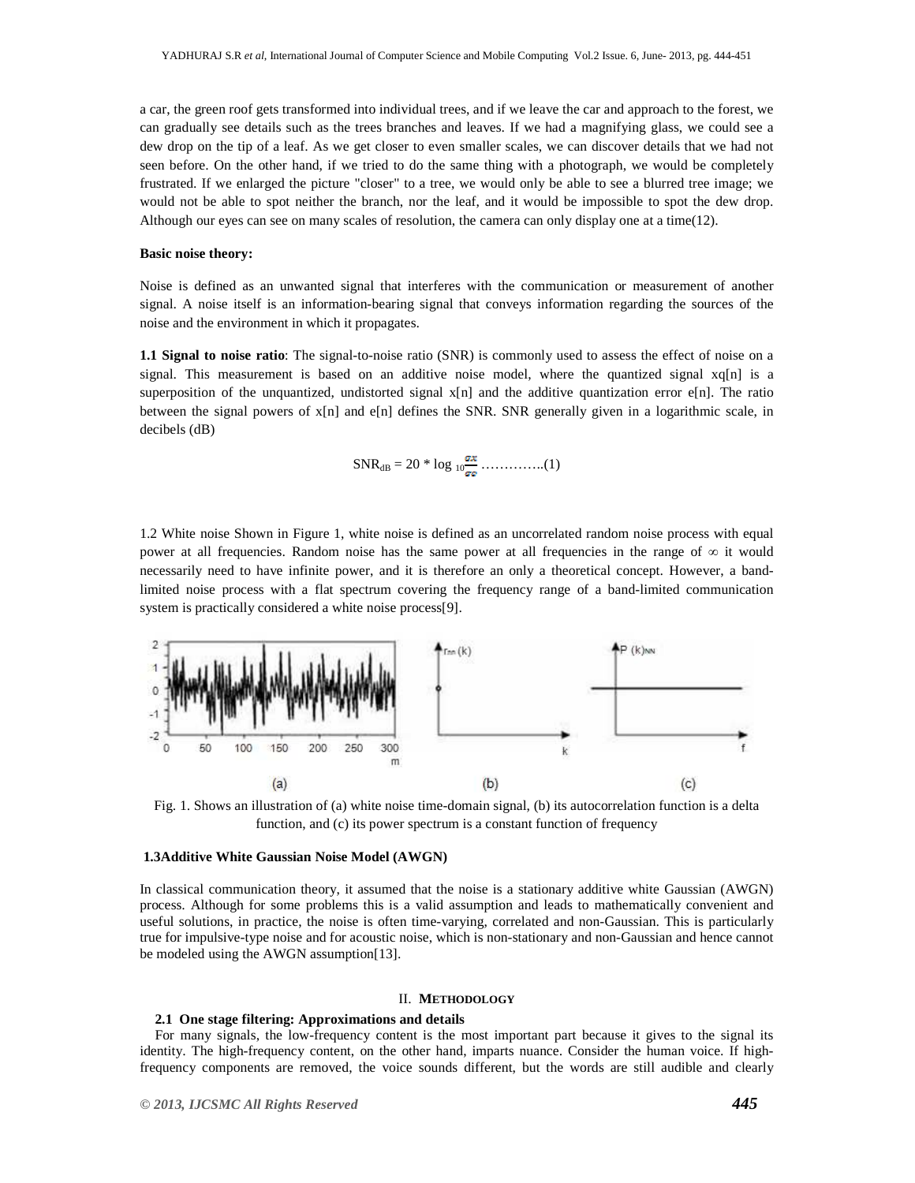a car, the green roof gets transformed into individual trees, and if we leave the car and approach to the forest, we can gradually see details such as the trees branches and leaves. If we had a magnifying glass, we could see a dew drop on the tip of a leaf. As we get closer to even smaller scales, we can discover details that we had not seen before. On the other hand, if we tried to do the same thing with a photograph, we would be completely frustrated. If we enlarged the picture "closer" to a tree, we would only be able to see a blurred tree image; we would not be able to spot neither the branch, nor the leaf, and it would be impossible to spot the dew drop. Although our eyes can see on many scales of resolution, the camera can only display one at a time(12).

**Basic noise theory:**

Noise is defined as an unwanted signal that interferes with the communication or measurement of another signal. A noise itself is an information-bearing signal that conveys information regarding the sources of the noise and the environment in which it propagates.

**1.1 Signal to noise ratio**: The signal-to-noise ratio (SNR) is commonly used to assess the effect of noise on a signal. This measurement is based on an additive noise model, where the quantized signal xq[n] is a superposition of the unquantized, undistorted signal x[n] and the additive quantization error e[n]. The ratio between the signal powers of x[n] and e[n] defines the SNR. SNR generally given in a logarithmic scale, in decibels (dB)

$$SNR_{dB} = 20 * \log_{10} \frac{\sigma x}{\sigma e} \quad \ldots\ldots\ldots\ldots..(1)$$

1.2 White noise Shown in Figure 1, white noise is defined as an uncorrelated random noise process with equal power at all frequencies. Random noise has the same power at all frequencies in the range of $\infty$ it would necessarily need to have infinite power, and it is therefore an only a theoretical concept. However, a band-limited noise process with a flat spectrum covering the frequency range of a band-limited communication system is practically considered a white noise process[9].

Fig. 1. Shows an illustration of (a) white noise time-domain signal, (b) its autocorrelation function is a delta function, and (c) its power spectrum is a constant function of frequency

**1.3Additive White Gaussian Noise Model (AWGN)**

In classical communication theory, it assumed that the noise is a stationary additive white Gaussian (AWGN) process. Although for some problems this is a valid assumption and leads to mathematically convenient and useful solutions, in practice, the noise is often time-varying, correlated and non-Gaussian. This is particularly true for impulsive-type noise and for acoustic noise, which is non-stationary and non-Gaussian and hence cannot be modeled using the AWGN assumption[13].

## II. METHODOLOGY

### 2.1 One stage filtering: Approximations and details

For many signals, the low-frequency content is the most important part because it gives to the signal its identity. The high-frequency content, on the other hand, imparts nuance. Consider the human voice. If high-frequency components are removed, the voice sounds different, but the words are still audible and clearly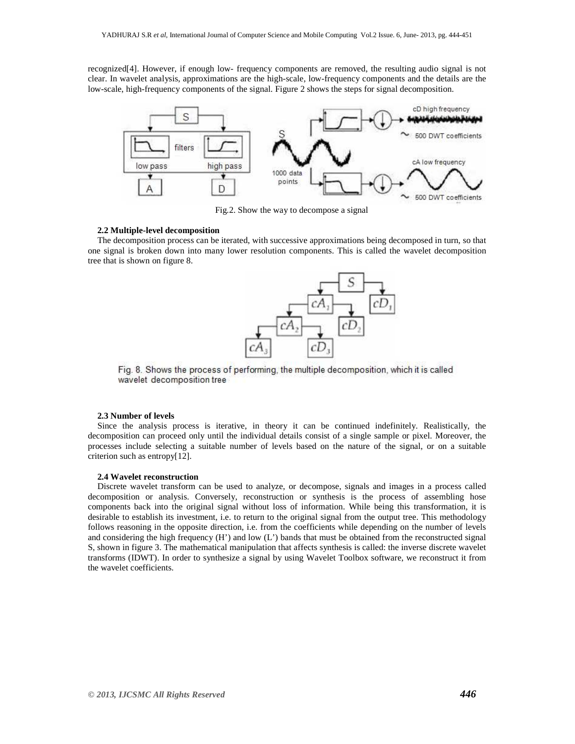recognized[4]. However, if enough low- frequency components are removed, the resulting audio signal is not clear. In wavelet analysis, approximations are the high-scale, low-frequency components and the details are the low-scale, high-frequency components of the signal. Figure 2 shows the steps for signal decomposition.

Fig.2. Show the way to decompose a signal

### 2.2 Multiple-level decomposition

The decomposition process can be iterated, with successive approximations being decomposed in turn, so that one signal is broken down into many lower resolution components. This is called the wavelet decomposition tree that is shown on figure 8.

Fig. 8. Shows the process of performing, the multiple decomposition, which it is called wavelet decomposition tree

### 2.3 Number of levels

Since the analysis process is iterative, in theory it can be continued indefinitely. Realistically, the decomposition can proceed only until the individual details consist of a single sample or pixel. Moreover, the processes include selecting a suitable number of levels based on the nature of the signal, or on a suitable criterion such as entropy[12].

### 2.4 Wavelet reconstruction

Discrete wavelet transform can be used to analyze, or decompose, signals and images in a process called decomposition or analysis. Conversely, reconstruction or synthesis is the process of assembling hose components back into the original signal without loss of information. While being this transformation, it is desirable to establish its investment, i.e. to return to the original signal from the output tree. This methodology follows reasoning in the opposite direction, i.e. from the coefficients while depending on the number of levels and considering the high frequency (H') and low (L') bands that must be obtained from the reconstructed signal S, shown in figure 3. The mathematical manipulation that affects synthesis is called: the inverse discrete wavelet transforms (IDWT). In order to synthesize a signal by using Wavelet Toolbox software, we reconstruct it from the wavelet coefficients.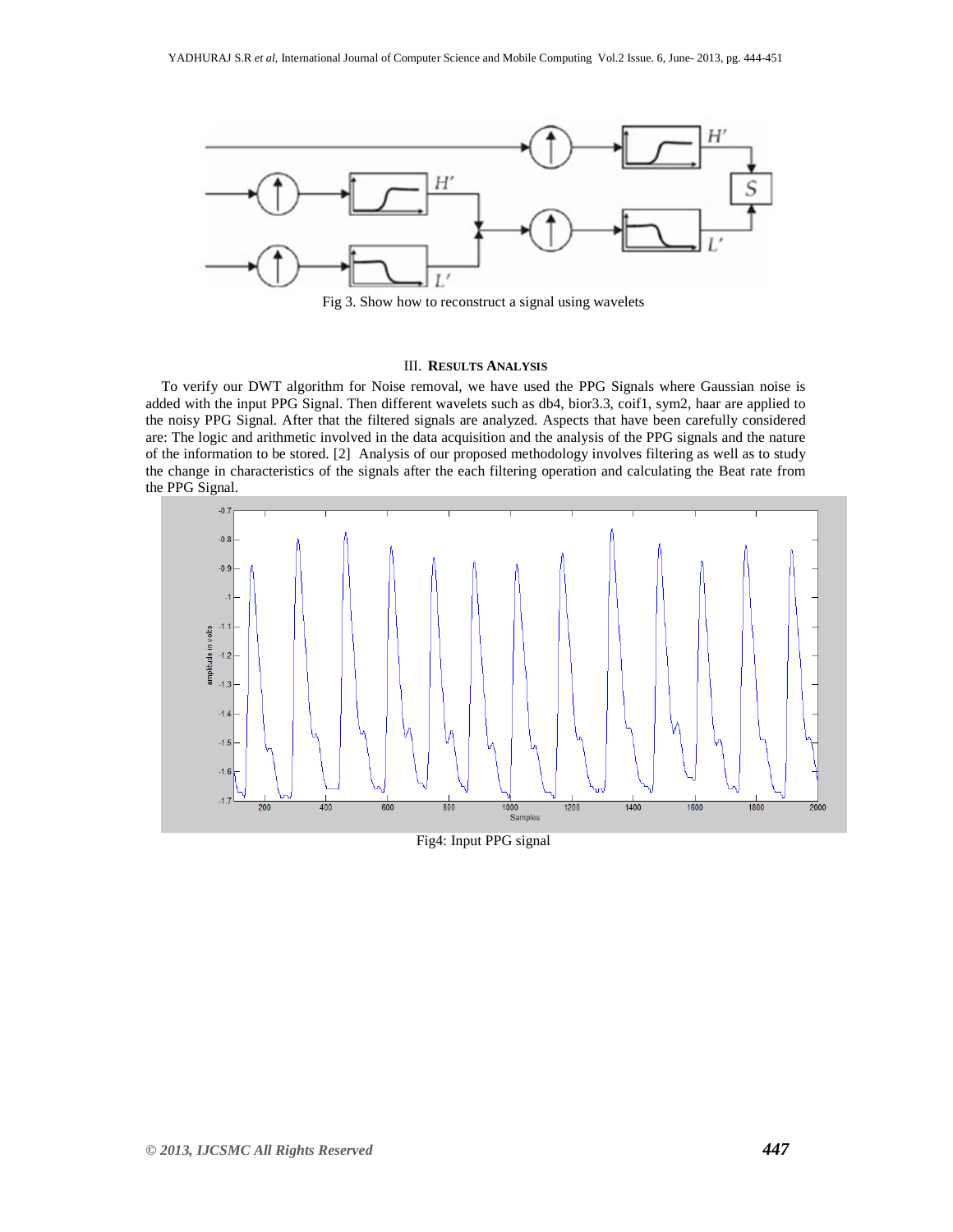Fig 3. Show how to reconstruct a signal using wavelets

## III. RESULTS ANALYSIS

To verify our DWT algorithm for Noise removal, we have used the PPG Signals where Gaussian noise is added with the input PPG Signal. Then different wavelets such as db4, bior3.3, coif1, sym2, haar are applied to the noisy PPG Signal. After that the filtered signals are analyzed. Aspects that have been carefully considered are: The logic and arithmetic involved in the data acquisition and the analysis of the PPG signals and the nature of the information to be stored. [2] Analysis of our proposed methodology involves filtering as well as to study the change in characteristics of the signals after the each filtering operation and calculating the Beat rate from the PPG Signal.

Fig4: Input PPG signal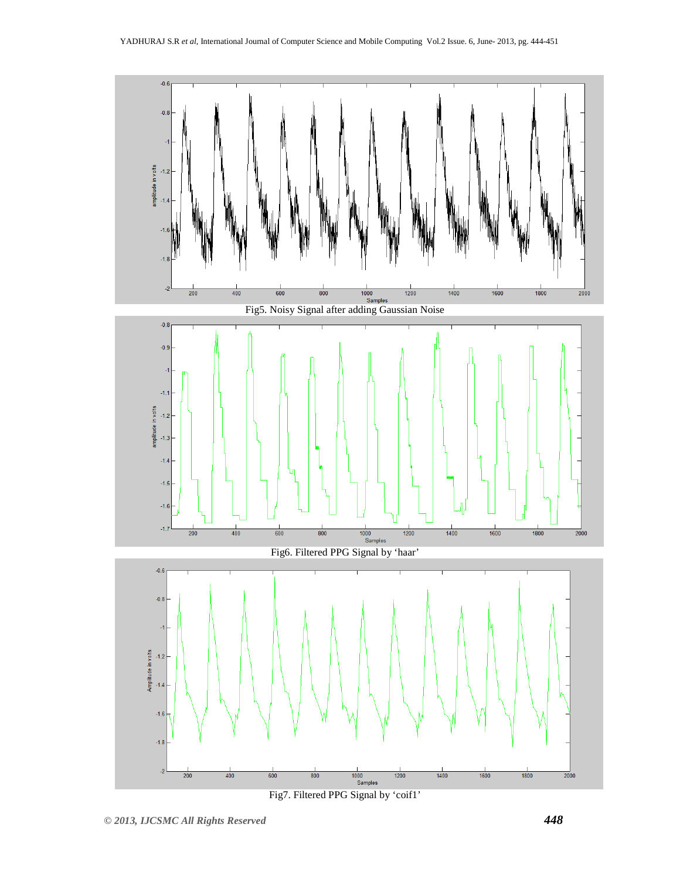Fig5. Noisy Signal after adding Gaussian Noise

Fig6. Filtered PPG Signal by 'haar'

Fig7. Filtered PPG Signal by 'coif1'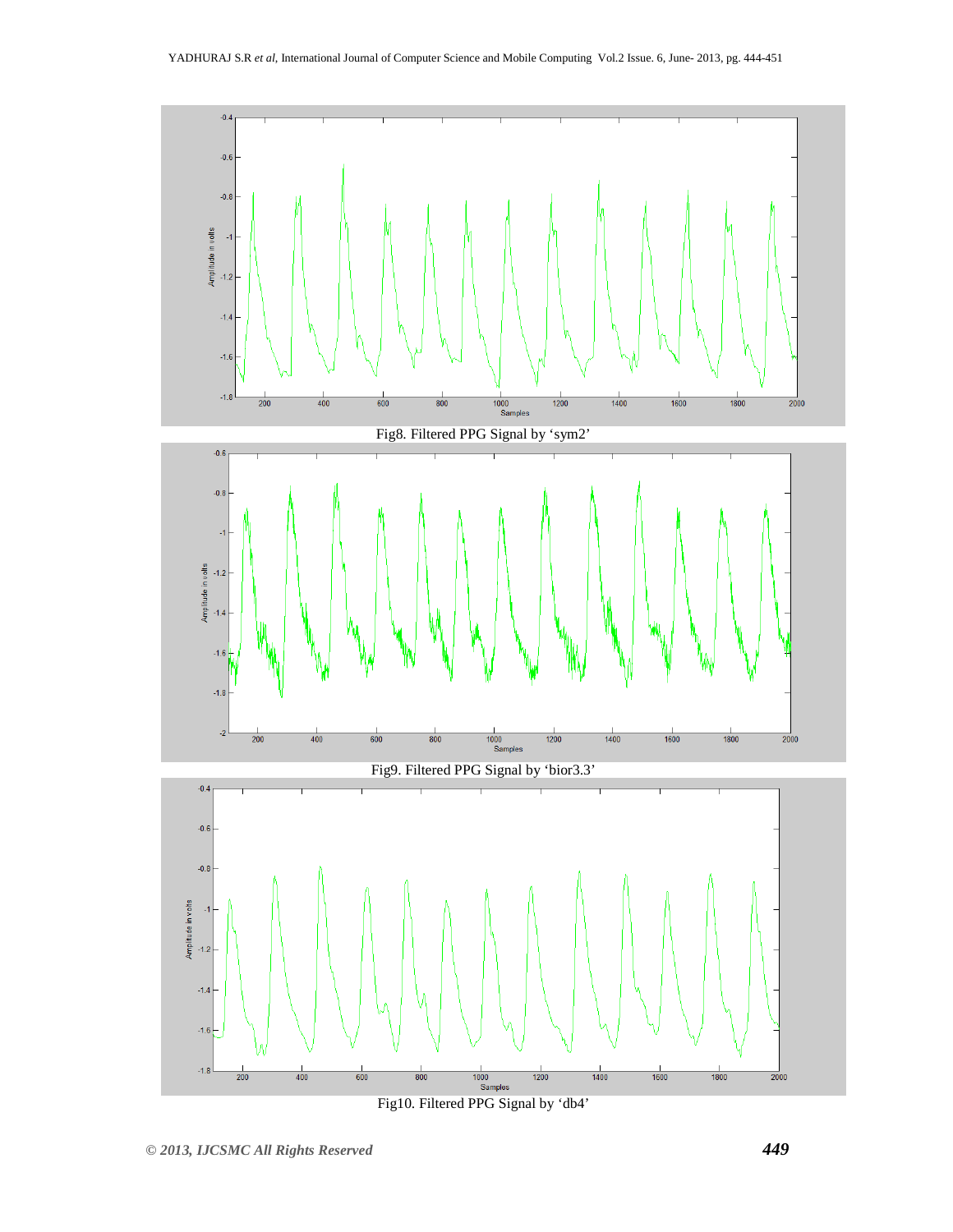Fig8. Filtered PPG Signal by 'sym2'

Fig9. Filtered PPG Signal by 'bior3.3'

Fig10. Filtered PPG Signal by 'db4'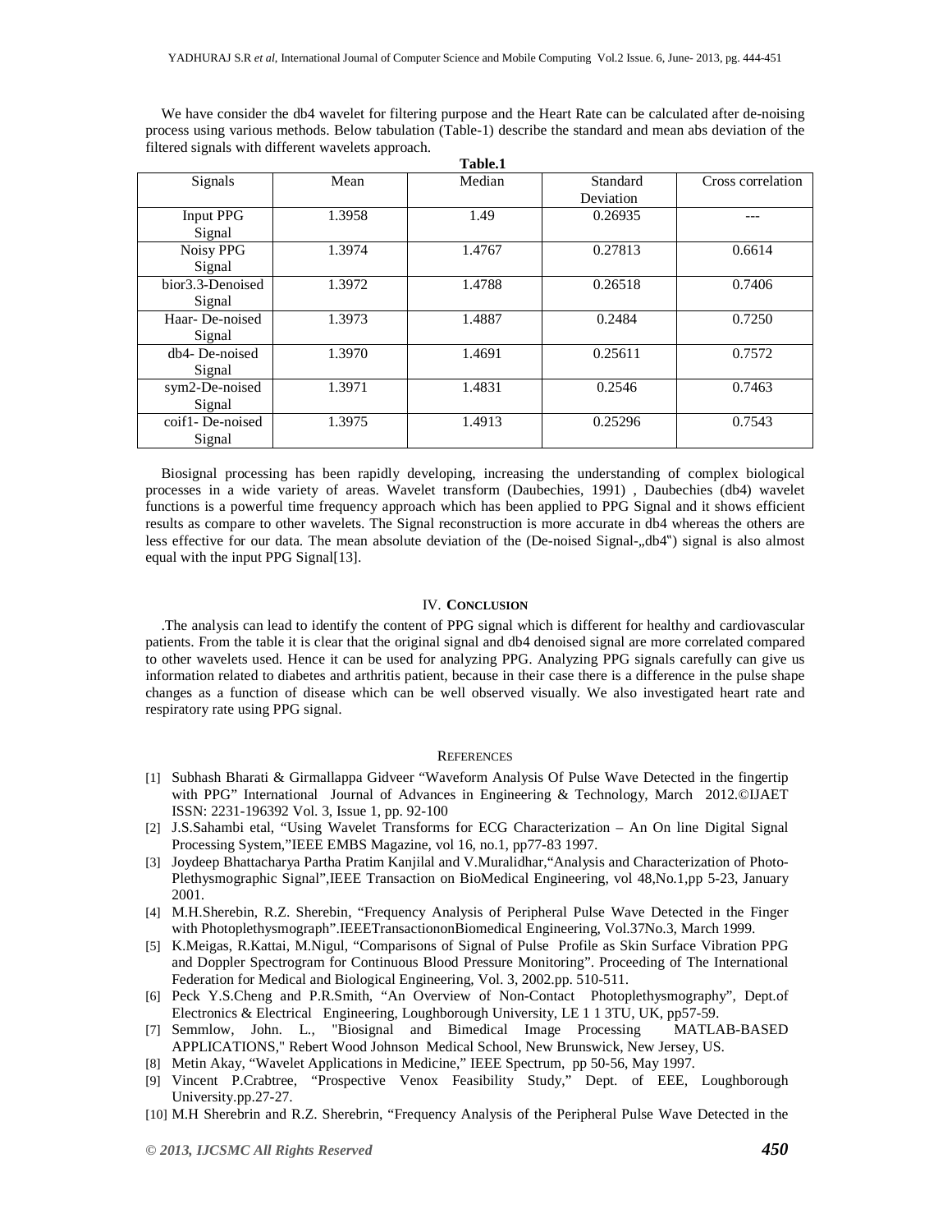We have consider the db4 wavelet for filtering purpose and the Heart Rate can be calculated after de-noising process using various methods. Below tabulation (Table-1) describe the standard and mean abs deviation of the filtered signals with different wavelets approach.

**Table.1**

| Signals | Mean | Median | Standard Deviation | Cross correlation |
|---|---|---|---|---|
| Input PPG Signal | 1.3958 | 1.49 | 0.26935 | --- |
| Noisy PPG Signal | 1.3974 | 1.4767 | 0.27813 | 0.6614 |
| bior3.3-Denoised Signal | 1.3972 | 1.4788 | 0.26518 | 0.7406 |
| Haar- De-noised Signal | 1.3973 | 1.4887 | 0.2484 | 0.7250 |
| db4- De-noised Signal | 1.3970 | 1.4691 | 0.25611 | 0.7572 |
| sym2-De-noised Signal | 1.3971 | 1.4831 | 0.2546 | 0.7463 |
| coif1- De-noised Signal | 1.3975 | 1.4913 | 0.25296 | 0.7543 |

Biosignal processing has been rapidly developing, increasing the understanding of complex biological processes in a wide variety of areas. Wavelet transform (Daubechies, 1991) , Daubechies (db4) wavelet functions is a powerful time frequency approach which has been applied to PPG Signal and it shows efficient results as compare to other wavelets. The Signal reconstruction is more accurate in db4 whereas the others are less effective for our data. The mean absolute deviation of the (De-noised Signal-„db4") signal is also almost equal with the input PPG Signal[13].

## IV. Conclusion

.The analysis can lead to identify the content of PPG signal which is different for healthy and cardiovascular patients. From the table it is clear that the original signal and db4 denoised signal are more correlated compared to other wavelets used. Hence it can be used for analyzing PPG. Analyzing PPG signals carefully can give us information related to diabetes and arthritis patient, because in their case there is a difference in the pulse shape changes as a function of disease which can be well observed visually. We also investigated heart rate and respiratory rate using PPG signal.

## References

[1] Subhash Bharati & Girmallappa Gidveer "Waveform Analysis Of Pulse Wave Detected in the fingertip with PPG" International Journal of Advances in Engineering & Technology, March 2012.©IJAET ISSN: 2231-196392 Vol. 3, Issue 1, pp. 92-100

[2] J.S.Sahambi etal, "Using Wavelet Transforms for ECG Characterization – An On line Digital Signal Processing System,"IEEE EMBS Magazine, vol 16, no.1, pp77-83 1997.

[3] Joydeep Bhattacharya Partha Pratim Kanjilal and V.Muralidhar,"Analysis and Characterization of Photo-Plethysmographic Signal",IEEE Transaction on BioMedical Engineering, vol 48,No.1,pp 5-23, January 2001.

[4] M.H.Sherebin, R.Z. Sherebin, "Frequency Analysis of Peripheral Pulse Wave Detected in the Finger with Photoplethysmograph".IEEETransactiononBiomedical Engineering, Vol.37No.3, March 1999.

[5] K.Meigas, R.Kattai, M.Nigul, "Comparisons of Signal of Pulse Profile as Skin Surface Vibration PPG and Doppler Spectrogram for Continuous Blood Pressure Monitoring". Proceeding of The International Federation for Medical and Biological Engineering, Vol. 3, 2002.pp. 510-511.

[6] Peck Y.S.Cheng and P.R.Smith, "An Overview of Non-Contact Photoplethysmography", Dept.of Electronics & Electrical Engineering, Loughborough University, LE 1 1 3TU, UK, pp57-59.

[7] Semmlow, John. L., "Biosignal and Bimedical Image Processing MATLAB-BASED APPLICATIONS," Robert Wood Johnson Medical School, New Brunswick, New Jersey, US.

[8] Metin Akay, "Wavelet Applications in Medicine," IEEE Spectrum, pp 50-56, May 1997.

[9] Vincent P.Crabtree, "Prospective Venox Feasibility Study," Dept. of EEE, Loughborough University.pp.27-27.

[10] M.H Sherebrin and R.Z. Sherebrin, "Frequency Analysis of the Peripheral Pulse Wave Detected in the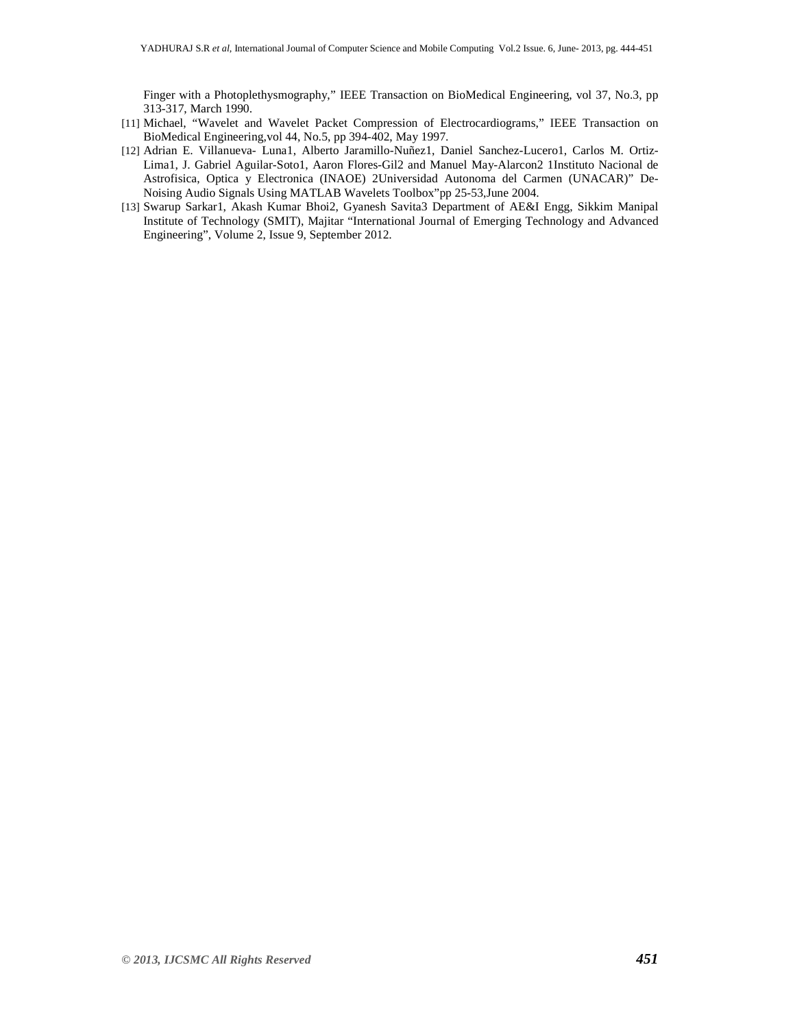Finger with a Photoplethysmography," IEEE Transaction on BioMedical Engineering, vol 37, No.3, pp 313-317, March 1990.

[11] Michael, "Wavelet and Wavelet Packet Compression of Electrocardiograms," IEEE Transaction on BioMedical Engineering,vol 44, No.5, pp 394-402, May 1997.

[12] Adrian E. Villanueva- Luna1, Alberto Jaramillo-Nuñez1, Daniel Sanchez-Lucero1, Carlos M. Ortiz-Lima1, J. Gabriel Aguilar-Soto1, Aaron Flores-Gil2 and Manuel May-Alarcon2 1Instituto Nacional de Astrofisica, Optica y Electronica (INAOE) 2Universidad Autonoma del Carmen (UNACAR)" De-Noising Audio Signals Using MATLAB Wavelets Toolbox"pp 25-53,June 2004.

[13] Swarup Sarkar1, Akash Kumar Bhoi2, Gyanesh Savita3 Department of AE&I Engg, Sikkim Manipal Institute of Technology (SMIT), Majitar "International Journal of Emerging Technology and Advanced Engineering", Volume 2, Issue 9, September 2012.